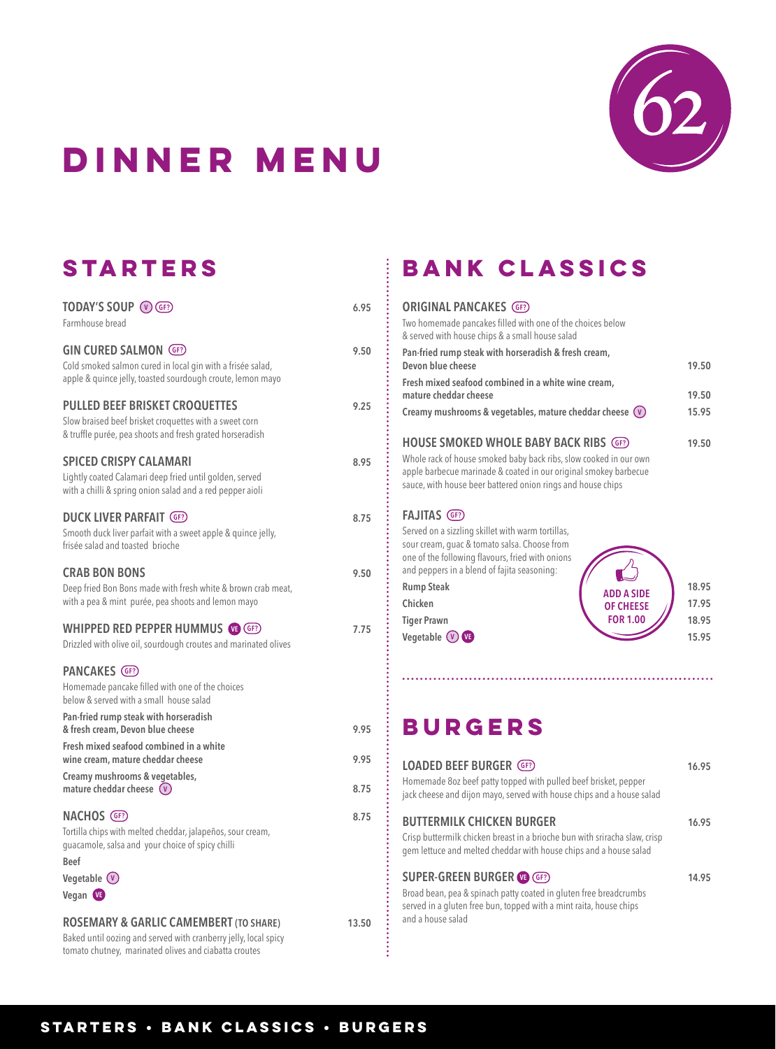62

# DINNER MENU

## STARTERS

**TODAY'S SOUP** (V) (GF?) — 6.95
Farmhouse bread

**GIN CURED SALMON** (GF?) — 9.50
Cold smoked salmon cured in local gin with a frisée salad, apple & quince jelly, toasted sourdough croute, lemon mayo

**PULLED BEEF BRISKET CROQUETTES** — 9.25
Slow braised beef brisket croquettes with a sweet corn & truffle purée, pea shoots and fresh grated horseradish

**SPICED CRISPY CALAMARI** — 8.95
Lightly coated Calamari deep fried until golden, served with a chilli & spring onion salad and a red pepper aioli

**DUCK LIVER PARFAIT** (GF?) — 8.75
Smooth duck liver parfait with a sweet apple & quince jelly, frisée salad and toasted brioche

**CRAB BON BONS** — 9.50
Deep fried Bon Bons made with fresh white & brown crab meat, with a pea & mint purée, pea shoots and lemon mayo

**WHIPPED RED PEPPER HUMMUS** (VE) (GF?) — 7.75
Drizzled with olive oil, sourdough croutes and marinated olives

**PANCAKES** (GF?)
Homemade pancake filled with one of the choices below & served with a small house salad

- **Pan-fried rump steak with horseradish & fresh cream, Devon blue cheese** — 9.95
- **Fresh mixed seafood combined in a white wine cream, mature cheddar cheese** — 9.95
- **Creamy mushrooms & vegetables, mature cheddar cheese** (V) — 8.75

**NACHOS** (GF?) — 8.75
Tortilla chips with melted cheddar, jalapeños, sour cream, guacamole, salsa and your choice of spicy chilli

- **Beef**
- **Vegetable** (V)
- **Vegan** (VE)

**ROSEMARY & GARLIC CAMEMBERT** (TO SHARE) — 13.50
Baked until oozing and served with cranberry jelly, local spicy tomato chutney, marinated olives and ciabatta croutes

## BANK CLASSICS

**ORIGINAL PANCAKES** (GF?)
Two homemade pancakes filled with one of the choices below & served with house chips & a small house salad

- **Pan-fried rump steak with horseradish & fresh cream, Devon blue cheese** — 19.50
- **Fresh mixed seafood combined in a white wine cream, mature cheddar cheese** — 19.50
- **Creamy mushrooms & vegetables, mature cheddar cheese** (V) — 15.95

**HOUSE SMOKED WHOLE BABY BACK RIBS** (GF?) — 19.50
Whole rack of house smoked baby back ribs, slow cooked in our own apple barbecue marinade & coated in our original smokey barbecue sauce, with house beer battered onion rings and house chips

**FAJITAS** (GF?)
Served on a sizzling skillet with warm tortillas, sour cream, guac & tomato salsa. Choose from one of the following flavours, fried with onions and peppers in a blend of fajita seasoning:

- **Rump Steak** — 18.95
- **Chicken** — 17.95
- **Tiger Prawn** — 18.95
- **Vegetable** (V) (VE) — 15.95

ADD A SIDE OF CHEESE FOR 1.00

## BURGERS

**LOADED BEEF BURGER** (GF?) — 16.95
Homemade 8oz beef patty topped with pulled beef brisket, pepper jack cheese and dijon mayo, served with house chips and a house salad

**BUTTERMILK CHICKEN BURGER** — 16.95
Crisp buttermilk chicken breast in a brioche bun with sriracha slaw, crisp gem lettuce and melted cheddar with house chips and a house salad

**SUPER-GREEN BURGER** (VE) (GF?) — 14.95
Broad bean, pea & spinach patty coated in gluten free breadcrumbs served in a gluten free bun, topped with a mint raita, house chips and a house salad

STARTERS • BANK CLASSICS • BURGERS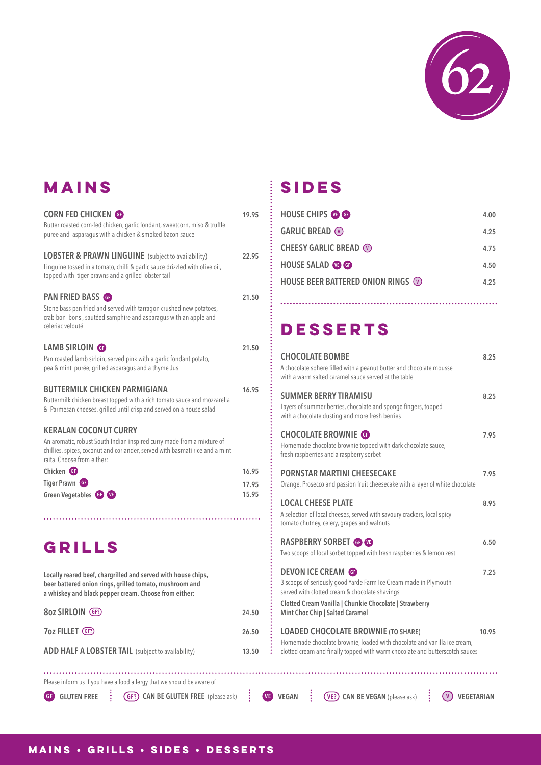# MAINS

**CORN FED CHICKEN** GF — 19.95
Butter roasted corn-fed chicken, garlic fondant, sweetcorn, miso & truffle puree and asparagus with a chicken & smoked bacon sauce

**LOBSTER & PRAWN LINGUINE** (subject to availability) — 22.95
Linguine tossed in a tomato, chilli & garlic sauce drizzled with olive oil, topped with tiger prawns and a grilled lobster tail

**PAN FRIED BASS** GF — 21.50
Stone bass pan fried and served with tarragon crushed new potatoes, crab bon bons , sautéed samphire and asparagus with an apple and celeriac velouté

**LAMB SIRLOIN** GF — 21.50
Pan roasted lamb sirloin, served pink with a garlic fondant potato, pea & mint purée, grilled asparagus and a thyme Jus

**BUTTERMILK CHICKEN PARMIGIANA** — 16.95
Buttermilk chicken breast topped with a rich tomato sauce and mozzarella & Parmesan cheeses, grilled until crisp and served on a house salad

**KERALAN COCONUT CURRY**
An aromatic, robust South Indian inspired curry made from a mixture of chillies, spices, coconut and coriander, served with basmati rice and a mint raita. Choose from either:

- **Chicken** GF — 16.95
- **Tiger Prawn** GF — 17.95
- **Green Vegetables** GF VE — 15.95

# GRILLS

**Locally reared beef, chargrilled and served with house chips, beer battered onion rings, grilled tomato, mushroom and a whiskey and black pepper cream. Choose from either:**

**8oz SIRLOIN** GF? — 24.50

**7oz FILLET** GF? — 26.50

**ADD HALF A LOBSTER TAIL** (subject to availability) — 13.50

# SIDES

**HOUSE CHIPS** VE GF — 4.00

**GARLIC BREAD** V — 4.25

**CHEESY GARLIC BREAD** V — 4.75

**HOUSE SALAD** VE GF — 4.50

**HOUSE BEER BATTERED ONION RINGS** V — 4.25

# DESSERTS

**CHOCOLATE BOMBE** — 8.25
A chocolate sphere filled with a peanut butter and chocolate mousse with a warm salted caramel sauce served at the table

**SUMMER BERRY TIRAMISU** — 8.25
Layers of summer berries, chocolate and sponge fingers, topped with a chocolate dusting and more fresh berries

**CHOCOLATE BROWNIE** GF — 7.95
Homemade chocolate brownie topped with dark chocolate sauce, fresh raspberries and a raspberry sorbet

**PORNSTAR MARTINI CHEESECAKE** — 7.95
Orange, Prosecco and passion fruit cheesecake with a layer of white chocolate

**LOCAL CHEESE PLATE** — 8.95
A selection of local cheeses, served with savoury crackers, local spicy tomato chutney, celery, grapes and walnuts

**RASPBERRY SORBET** GF VE — 6.50
Two scoops of local sorbet topped with fresh raspberries & lemon zest

**DEVON ICE CREAM** GF — 7.25
3 scoops of seriously good Yarde Farm Ice Cream made in Plymouth served with clotted cream & chocolate shavings

**Clotted Cream Vanilla | Chunkie Chocolate | Strawberry Mint Choc Chip | Salted Caramel**

**LOADED CHOCOLATE BROWNIE** (TO SHARE) — 10.95
Homemade chocolate brownie, loaded with chocolate and vanilla ice cream, clotted cream and finally topped with warm chocolate and butterscotch sauces

Please inform us if you have a food allergy that we should be aware of

GF **GLUTEN FREE** | GF? **CAN BE GLUTEN FREE** (please ask) | VE **VEGAN** | VE? **CAN BE VEGAN** (please ask) | V **VEGETARIAN**